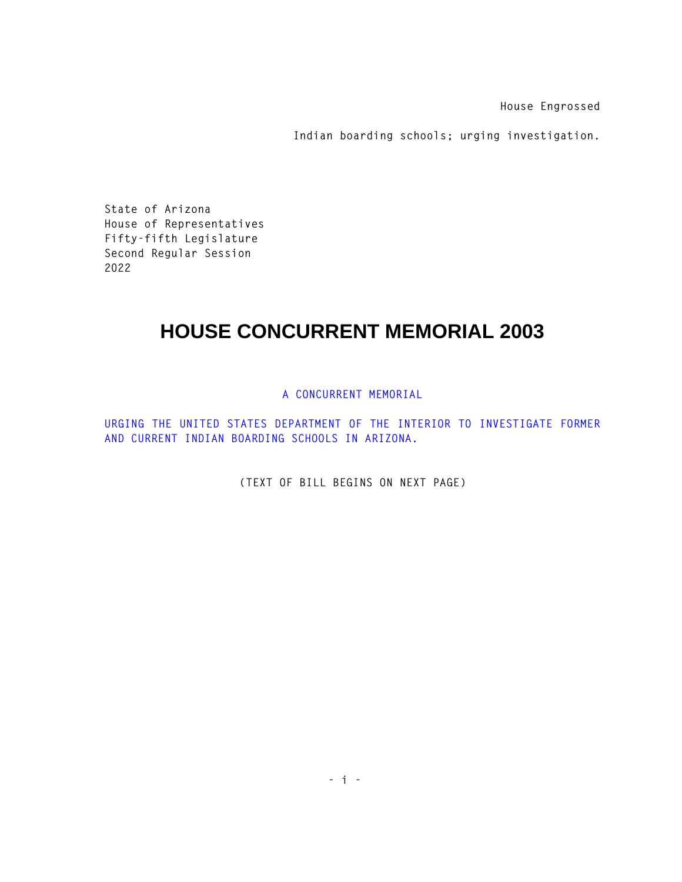House Engrossed

Indian boarding schools; urging investigation.

State of Arizona
House of Representatives
Fifty-fifth Legislature
Second Regular Session
2022

# HOUSE CONCURRENT MEMORIAL 2003

A CONCURRENT MEMORIAL

URGING THE UNITED STATES DEPARTMENT OF THE INTERIOR TO INVESTIGATE FORMER AND CURRENT INDIAN BOARDING SCHOOLS IN ARIZONA.

(TEXT OF BILL BEGINS ON NEXT PAGE)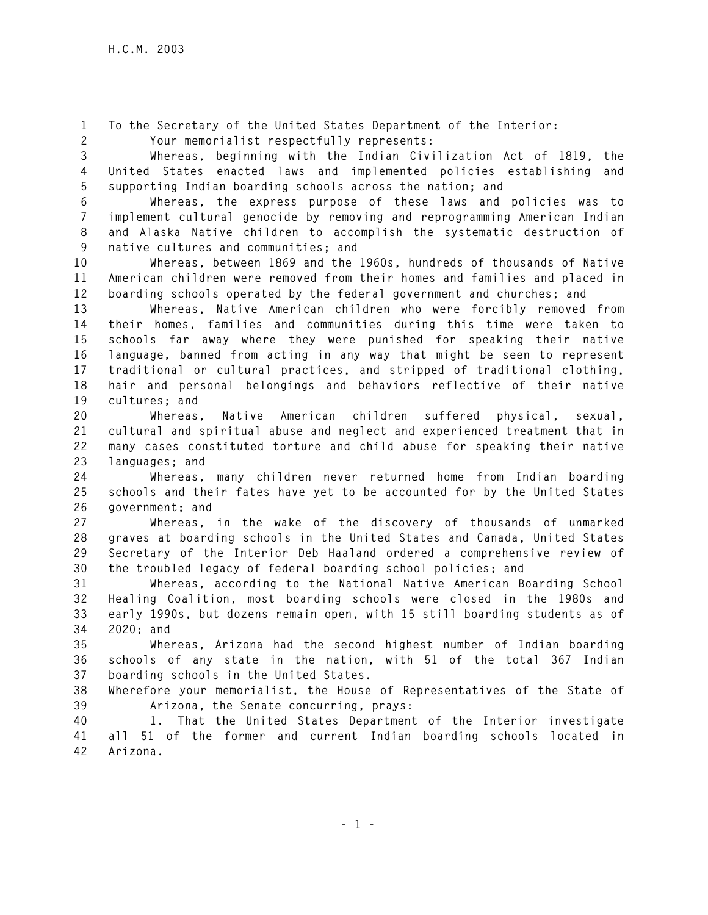To the Secretary of the United States Department of the Interior:

Your memorialist respectfully represents:

Whereas, beginning with the Indian Civilization Act of 1819, the United States enacted laws and implemented policies establishing and supporting Indian boarding schools across the nation; and

Whereas, the express purpose of these laws and policies was to implement cultural genocide by removing and reprogramming American Indian and Alaska Native children to accomplish the systematic destruction of native cultures and communities; and

Whereas, between 1869 and the 1960s, hundreds of thousands of Native American children were removed from their homes and families and placed in boarding schools operated by the federal government and churches; and

Whereas, Native American children who were forcibly removed from their homes, families and communities during this time were taken to schools far away where they were punished for speaking their native language, banned from acting in any way that might be seen to represent traditional or cultural practices, and stripped of traditional clothing, hair and personal belongings and behaviors reflective of their native cultures; and

Whereas, Native American children suffered physical, sexual, cultural and spiritual abuse and neglect and experienced treatment that in many cases constituted torture and child abuse for speaking their native languages; and

Whereas, many children never returned home from Indian boarding schools and their fates have yet to be accounted for by the United States government; and

Whereas, in the wake of the discovery of thousands of unmarked graves at boarding schools in the United States and Canada, United States Secretary of the Interior Deb Haaland ordered a comprehensive review of the troubled legacy of federal boarding school policies; and

Whereas, according to the National Native American Boarding School Healing Coalition, most boarding schools were closed in the 1980s and early 1990s, but dozens remain open, with 15 still boarding students as of 2020; and

Whereas, Arizona had the second highest number of Indian boarding schools of any state in the nation, with 51 of the total 367 Indian boarding schools in the United States.

Wherefore your memorialist, the House of Representatives of the State of Arizona, the Senate concurring, prays:

1. That the United States Department of the Interior investigate all 51 of the former and current Indian boarding schools located in Arizona.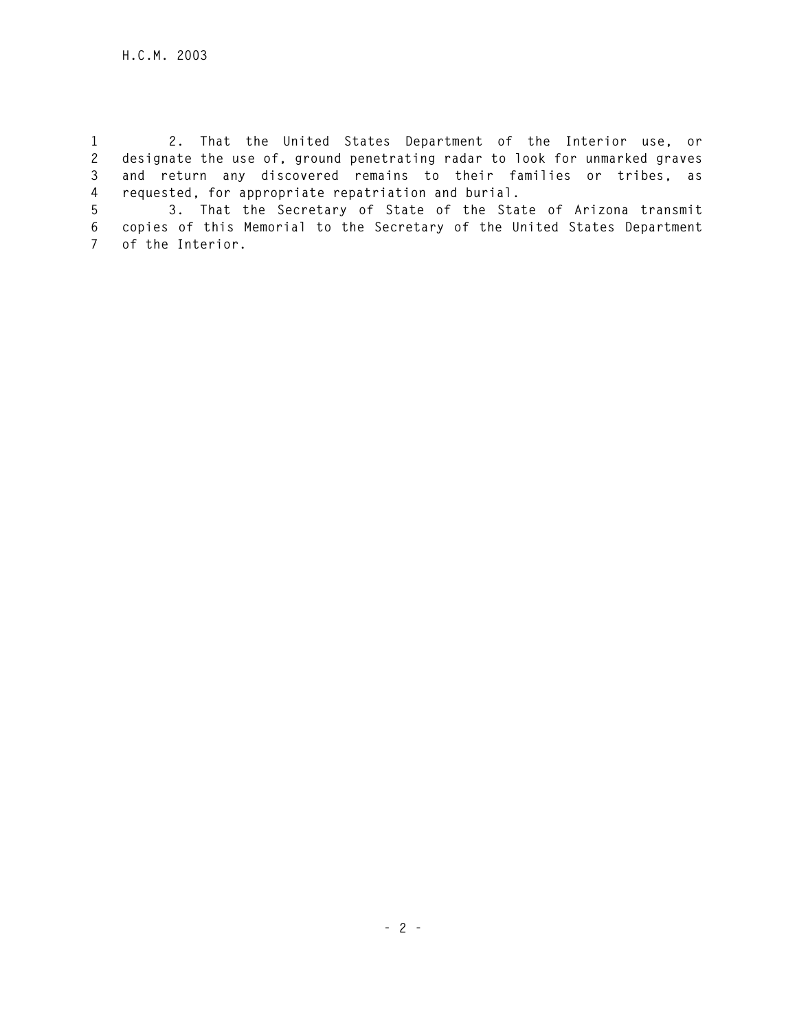2. That the United States Department of the Interior use, or designate the use of, ground penetrating radar to look for unmarked graves and return any discovered remains to their families or tribes, as requested, for appropriate repatriation and burial.

3. That the Secretary of State of the State of Arizona transmit copies of this Memorial to the Secretary of the United States Department of the Interior.